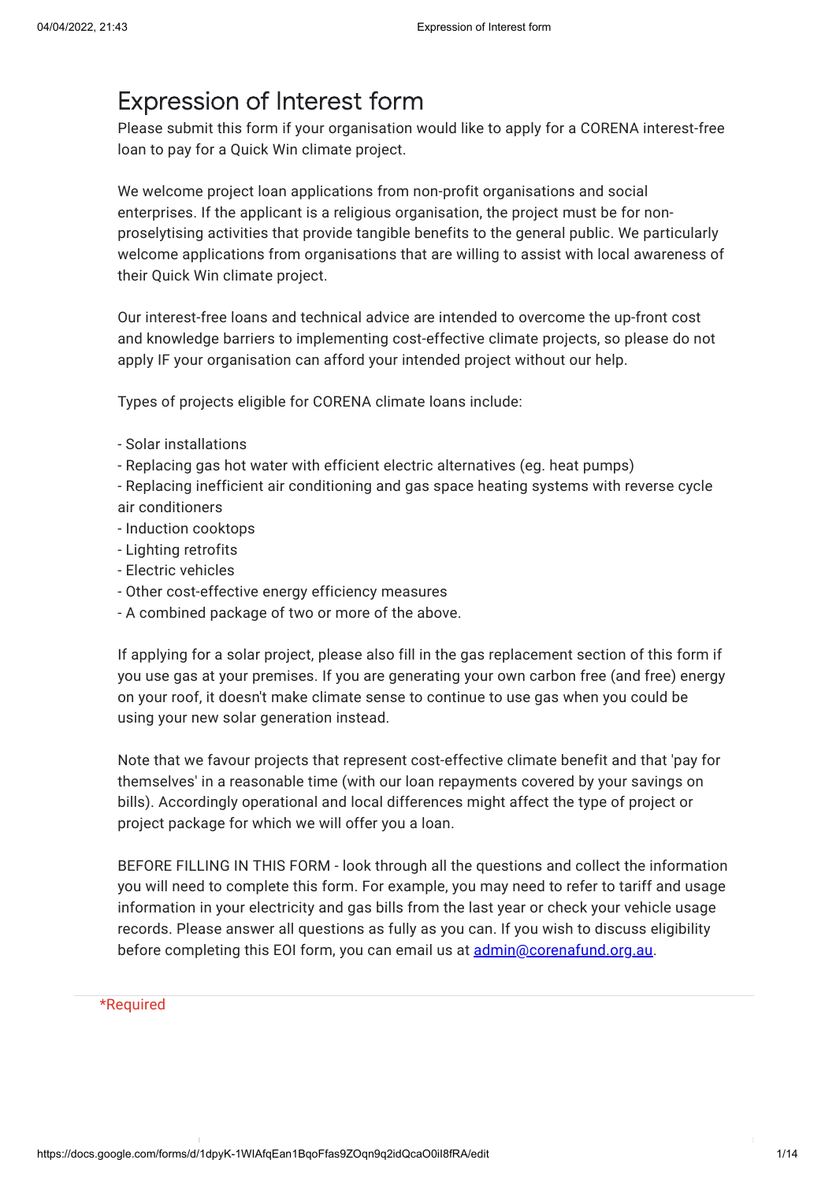# Expression of Interest form

Please submit this form if your organisation would like to apply for a CORENA interest-free loan to pay for a Quick Win climate project.

We welcome project loan applications from non-profit organisations and social enterprises. If the applicant is a religious organisation, the project must be for non-proselytising activities that provide tangible benefits to the general public. We particularly welcome applications from organisations that are willing to assist with local awareness of their Quick Win climate project.

Our interest-free loans and technical advice are intended to overcome the up-front cost and knowledge barriers to implementing cost-effective climate projects, so please do not apply IF your organisation can afford your intended project without our help.

Types of projects eligible for CORENA climate loans include:

- Solar installations
- Replacing gas hot water with efficient electric alternatives (eg. heat pumps)
- Replacing inefficient air conditioning and gas space heating systems with reverse cycle air conditioners
- Induction cooktops
- Lighting retrofits
- Electric vehicles
- Other cost-effective energy efficiency measures
- A combined package of two or more of the above.

If applying for a solar project, please also fill in the gas replacement section of this form if you use gas at your premises. If you are generating your own carbon free (and free) energy on your roof, it doesn't make climate sense to continue to use gas when you could be using your new solar generation instead.

Note that we favour projects that represent cost-effective climate benefit and that 'pay for themselves' in a reasonable time (with our loan repayments covered by your savings on bills). Accordingly operational and local differences might affect the type of project or project package for which we will offer you a loan.

BEFORE FILLING IN THIS FORM - look through all the questions and collect the information you will need to complete this form. For example, you may need to refer to tariff and usage information in your electricity and gas bills from the last year or check your vehicle usage records. Please answer all questions as fully as you can. If you wish to discuss eligibility before completing this EOI form, you can email us at admin@corenafund.org.au.

*Required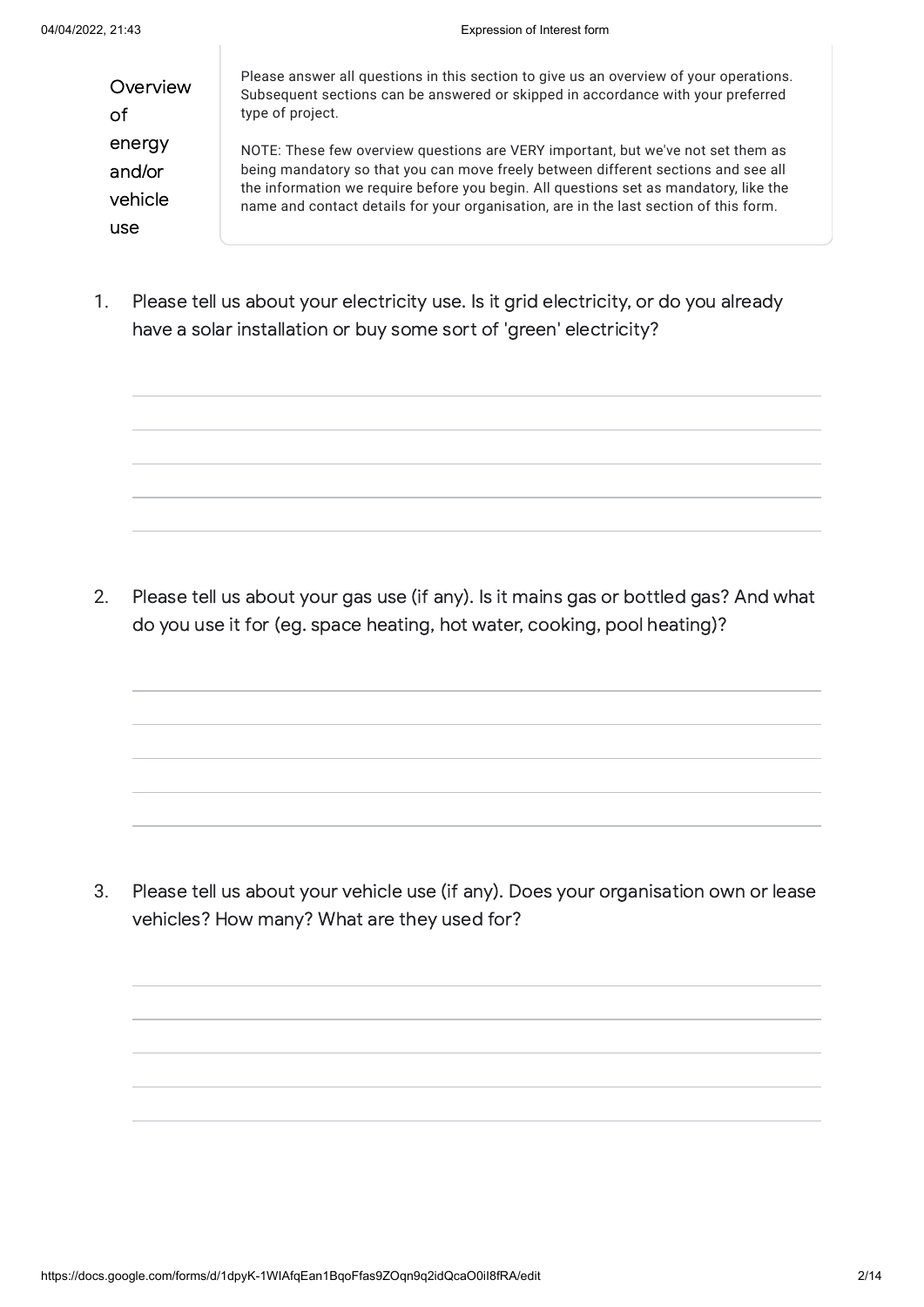## Overview of energy and/or vehicle use

Please answer all questions in this section to give us an overview of your operations. Subsequent sections can be answered or skipped in accordance with your preferred type of project.

NOTE: These few overview questions are VERY important, but we've not set them as being mandatory so that you can move freely between different sections and see all the information we require before you begin. All questions set as mandatory, like the name and contact details for your organisation, are in the last section of this form.

1. Please tell us about your electricity use. Is it grid electricity, or do you already have a solar installation or buy some sort of 'green' electricity?

2. Please tell us about your gas use (if any). Is it mains gas or bottled gas? And what do you use it for (eg. space heating, hot water, cooking, pool heating)?

3. Please tell us about your vehicle use (if any). Does your organisation own or lease vehicles? How many? What are they used for?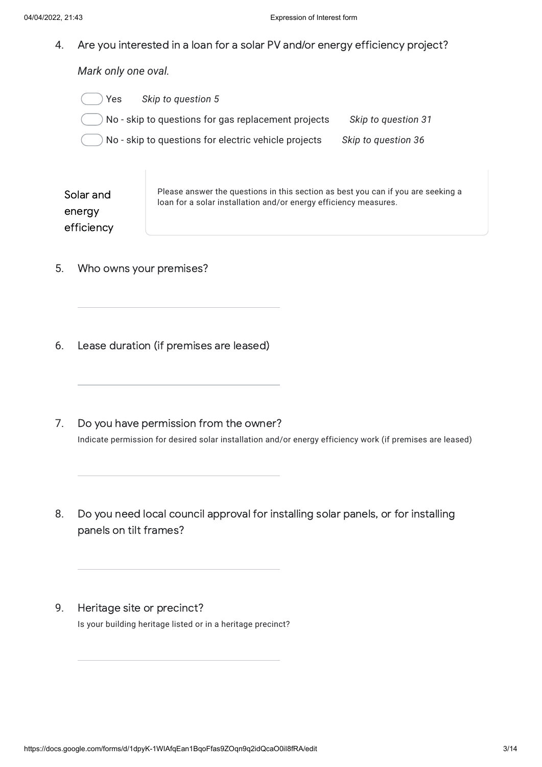4. Are you interested in a loan for a solar PV and/or energy efficiency project?

   *Mark only one oval.*

   - ( ) Yes *Skip to question 5*
   - ( ) No - skip to questions for gas replacement projects *Skip to question 31*
   - ( ) No - skip to questions for electric vehicle projects *Skip to question 36*

## Solar and energy efficiency

Please answer the questions in this section as best you can if you are seeking a loan for a solar installation and/or energy efficiency measures.

5. Who owns your premises?

   \_\_\_\_\_\_\_\_\_\_\_\_\_\_\_\_\_\_\_\_\_\_\_\_\_\_\_\_\_\_

6. Lease duration (if premises are leased)

   \_\_\_\_\_\_\_\_\_\_\_\_\_\_\_\_\_\_\_\_\_\_\_\_\_\_\_\_\_\_

7. Do you have permission from the owner?

   Indicate permission for desired solar installation and/or energy efficiency work (if premises are leased)

   \_\_\_\_\_\_\_\_\_\_\_\_\_\_\_\_\_\_\_\_\_\_\_\_\_\_\_\_\_\_

8. Do you need local council approval for installing solar panels, or for installing panels on tilt frames?

   \_\_\_\_\_\_\_\_\_\_\_\_\_\_\_\_\_\_\_\_\_\_\_\_\_\_\_\_\_\_

9. Heritage site or precinct?

   Is your building heritage listed or in a heritage precinct?

   \_\_\_\_\_\_\_\_\_\_\_\_\_\_\_\_\_\_\_\_\_\_\_\_\_\_\_\_\_\_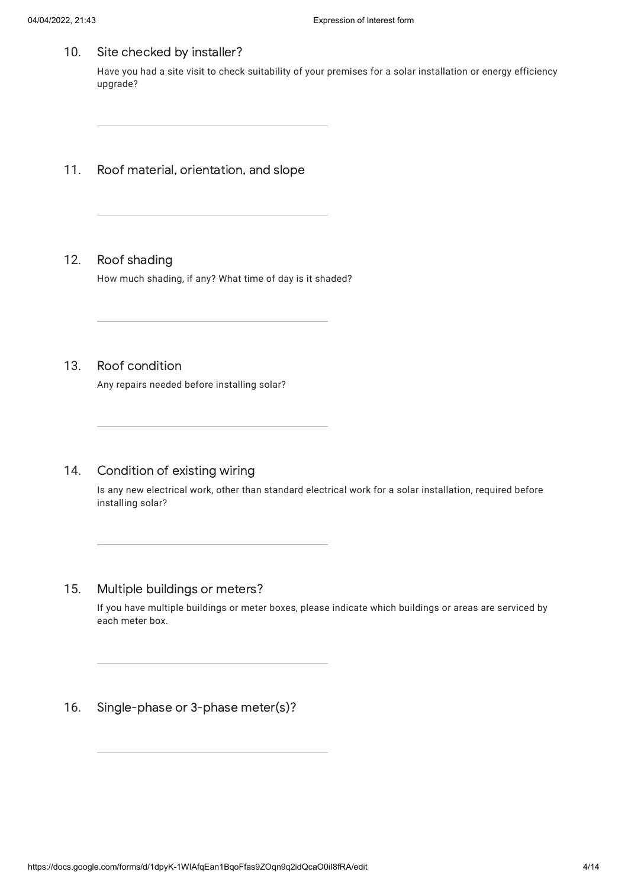10. Site checked by installer?

    Have you had a site visit to check suitability of your premises for a solar installation or energy efficiency upgrade?

    ______________________________

11. Roof material, orientation, and slope

    ______________________________

12. Roof shading

    How much shading, if any? What time of day is it shaded?

    ______________________________

13. Roof condition

    Any repairs needed before installing solar?

    ______________________________

14. Condition of existing wiring

    Is any new electrical work, other than standard electrical work for a solar installation, required before installing solar?

    ______________________________

15. Multiple buildings or meters?

    If you have multiple buildings or meter boxes, please indicate which buildings or areas are serviced by each meter box.

    ______________________________

16. Single-phase or 3-phase meter(s)?

    ______________________________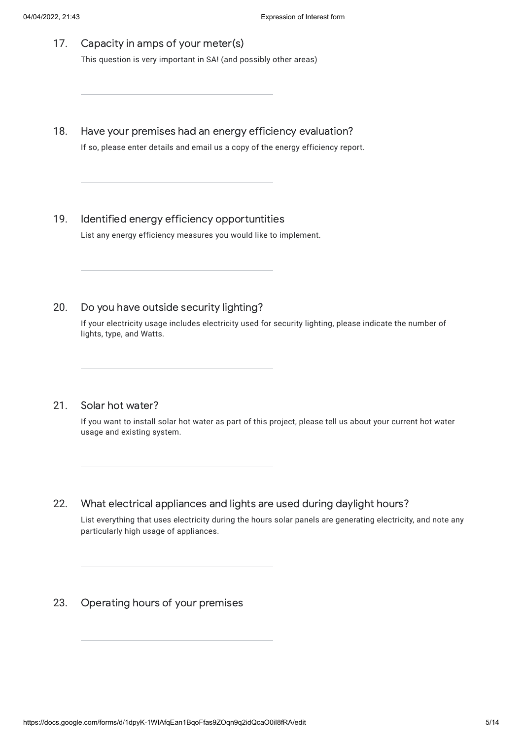17. Capacity in amps of your meter(s)

This question is very important in SA! (and possibly other areas)

18. Have your premises had an energy efficiency evaluation?

If so, please enter details and email us a copy of the energy efficiency report.

19. Identified energy efficiency opportuntities

List any energy efficiency measures you would like to implement.

20. Do you have outside security lighting?

If your electricity usage includes electricity used for security lighting, please indicate the number of lights, type, and Watts.

21. Solar hot water?

If you want to install solar hot water as part of this project, please tell us about your current hot water usage and existing system.

22. What electrical appliances and lights are used during daylight hours?

List everything that uses electricity during the hours solar panels are generating electricity, and note any particularly high usage of appliances.

23. Operating hours of your premises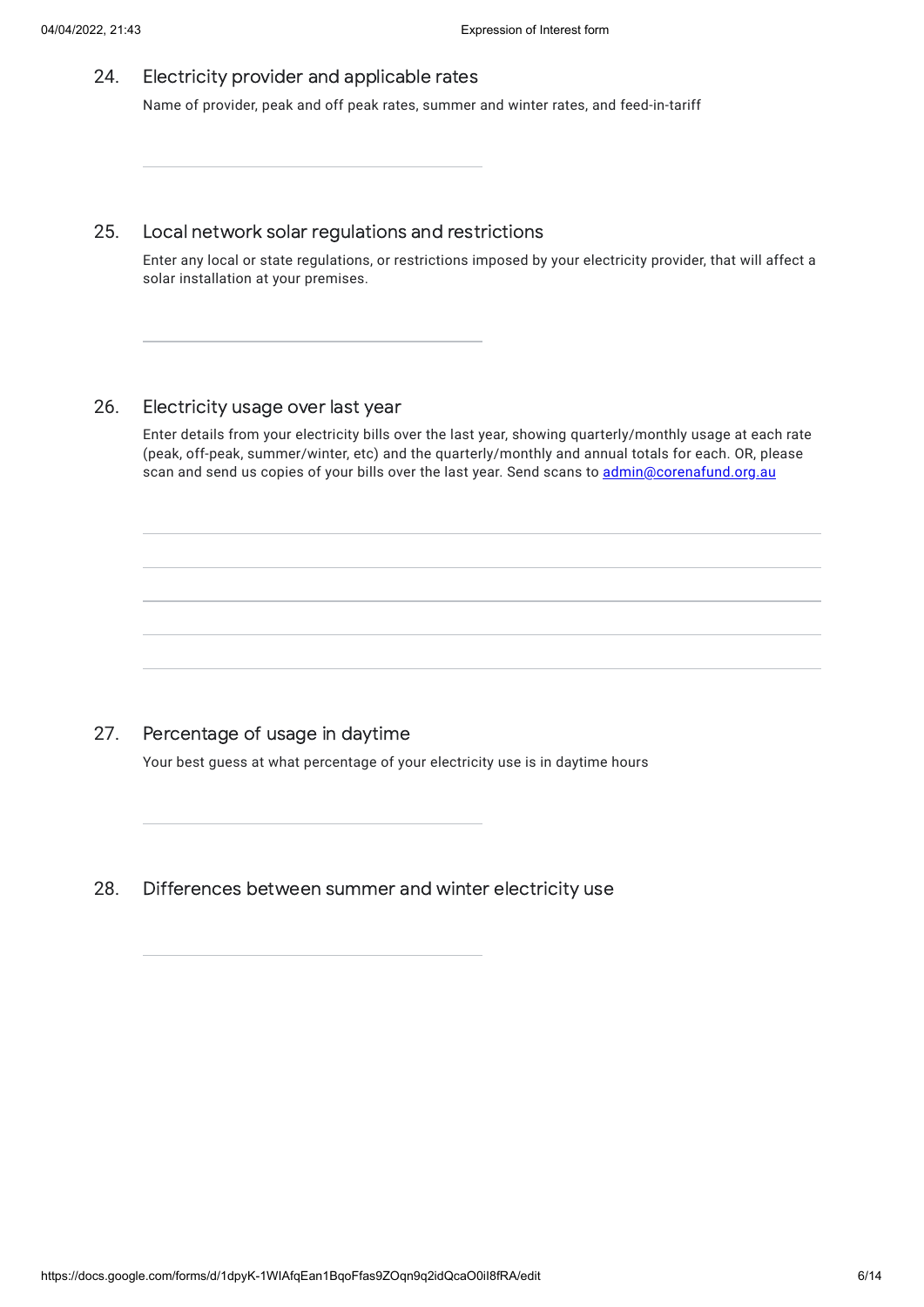24. Electricity provider and applicable rates

Name of provider, peak and off peak rates, summer and winter rates, and feed-in-tariff

______________________________

25. Local network solar regulations and restrictions

Enter any local or state regulations, or restrictions imposed by your electricity provider, that will affect a solar installation at your premises.

______________________________

26. Electricity usage over last year

Enter details from your electricity bills over the last year, showing quarterly/monthly usage at each rate (peak, off-peak, summer/winter, etc) and the quarterly/monthly and annual totals for each. OR, please scan and send us copies of your bills over the last year. Send scans to admin@corenafund.org.au

______________________________

______________________________

______________________________

______________________________

______________________________

27. Percentage of usage in daytime

Your best guess at what percentage of your electricity use is in daytime hours

______________________________

28. Differences between summer and winter electricity use

______________________________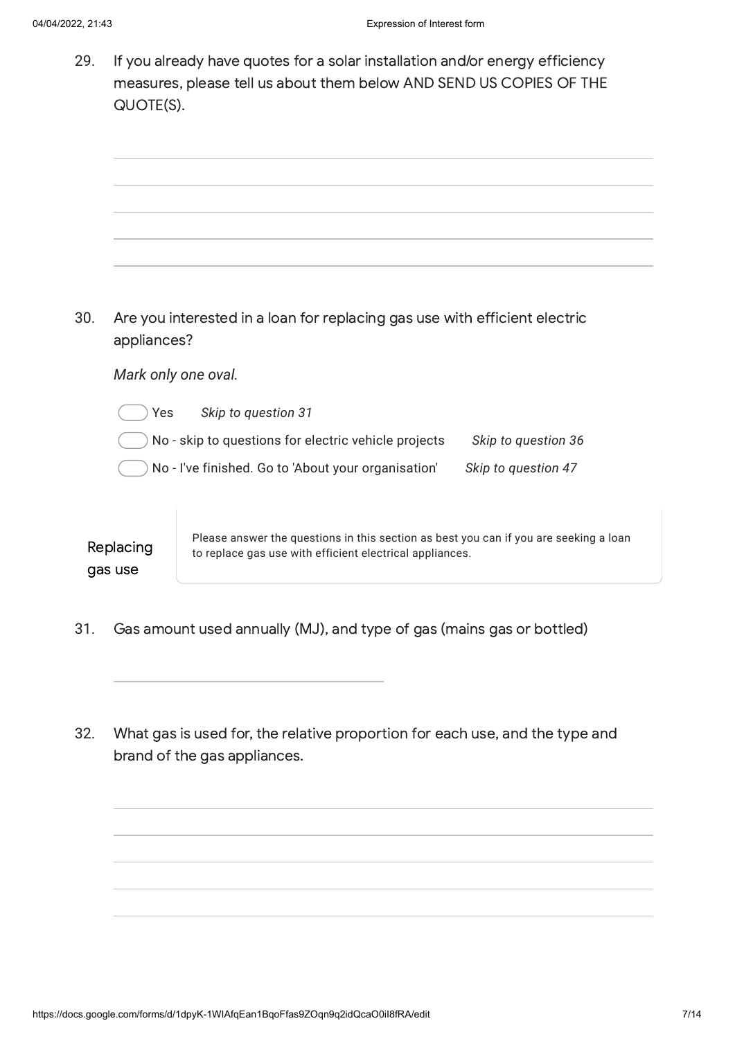29. If you already have quotes for a solar installation and/or energy efficiency measures, please tell us about them below AND SEND US COPIES OF THE QUOTE(S).

30. Are you interested in a loan for replacing gas use with efficient electric appliances?

*Mark only one oval.*

- ( ) Yes *Skip to question 31*
- ( ) No - skip to questions for electric vehicle projects *Skip to question 36*
- ( ) No - I've finished. Go to 'About your organisation' *Skip to question 47*

## Replacing gas use

Please answer the questions in this section as best you can if you are seeking a loan to replace gas use with efficient electrical appliances.

31. Gas amount used annually (MJ), and type of gas (mains gas or bottled)

32. What gas is used for, the relative proportion for each use, and the type and brand of the gas appliances.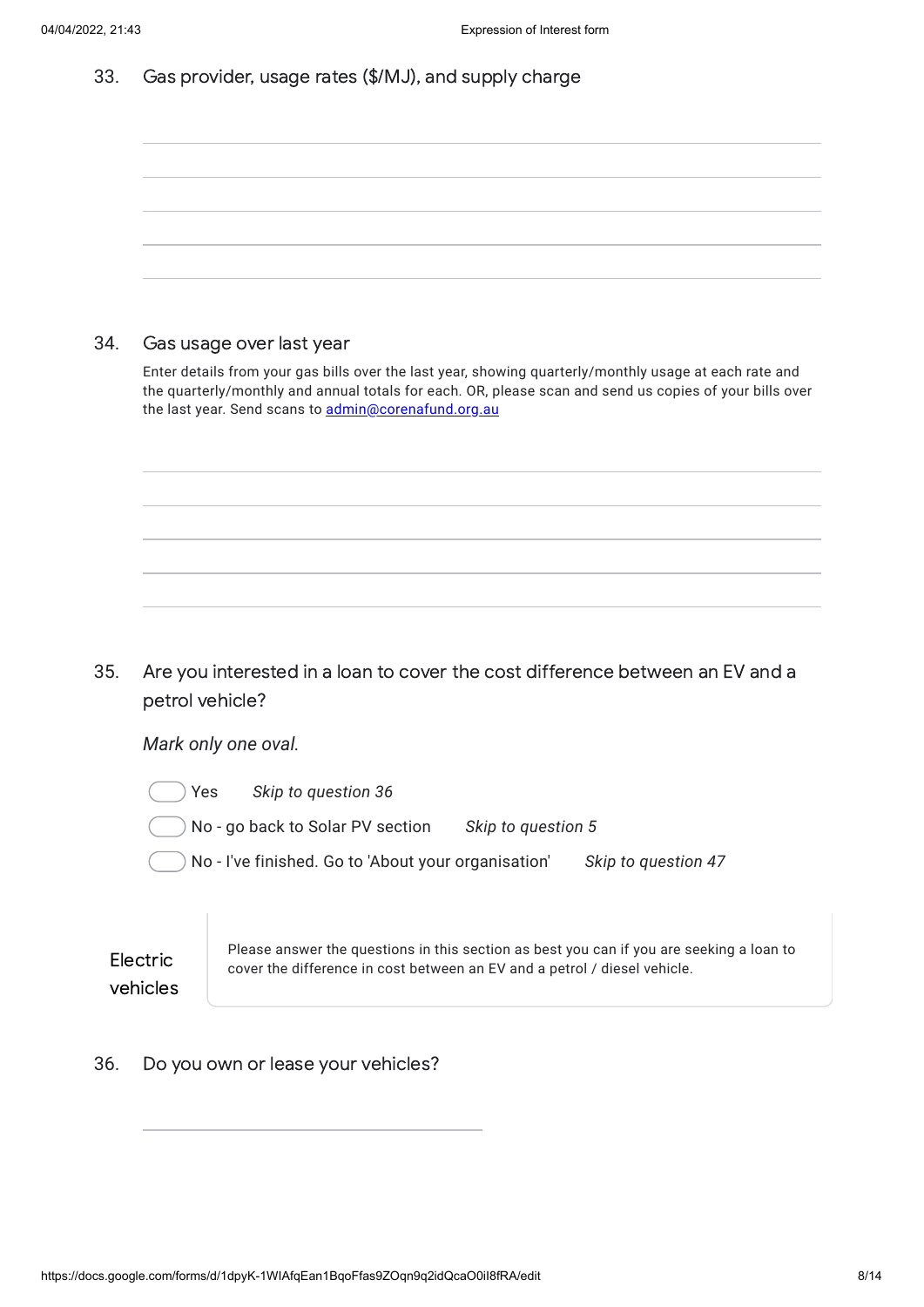33. Gas provider, usage rates ($/MJ), and supply charge

_______________________________________________

_______________________________________________

_______________________________________________

_______________________________________________

_______________________________________________

34. Gas usage over last year

Enter details from your gas bills over the last year, showing quarterly/monthly usage at each rate and the quarterly/monthly and annual totals for each. OR, please scan and send us copies of your bills over the last year. Send scans to [admin@corenafund.org.au](mailto:admin@corenafund.org.au)

_______________________________________________

_______________________________________________

_______________________________________________

_______________________________________________

_______________________________________________

35. Are you interested in a loan to cover the cost difference between an EV and a petrol vehicle?

*Mark only one oval.*

- ◯ Yes *Skip to question 36*
- ◯ No - go back to Solar PV section *Skip to question 5*
- ◯ No - I've finished. Go to 'About your organisation' *Skip to question 47*

## Electric vehicles

Please answer the questions in this section as best you can if you are seeking a loan to cover the difference in cost between an EV and a petrol / diesel vehicle.

36. Do you own or lease your vehicles?

_______________________________________________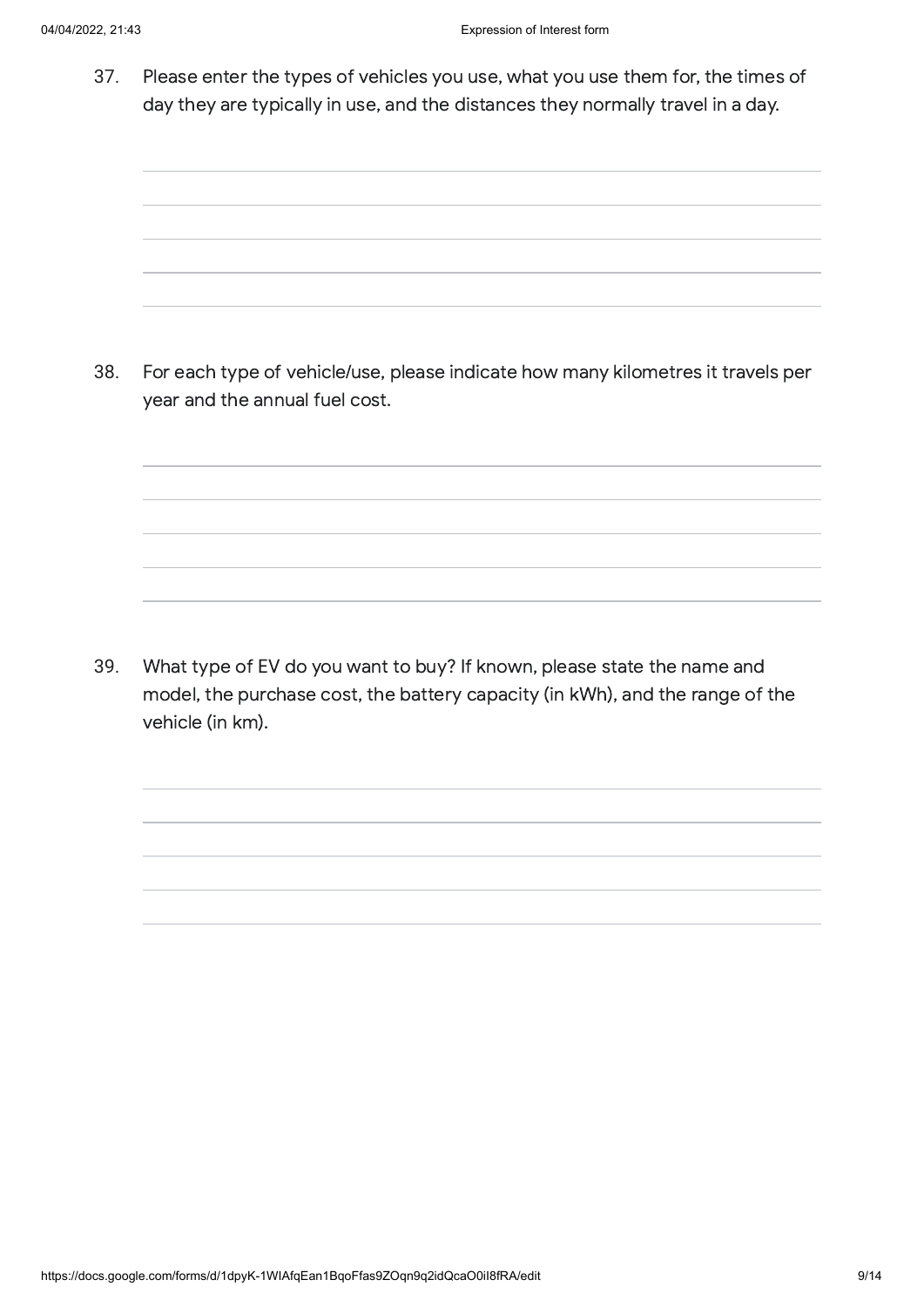37. Please enter the types of vehicles you use, what you use them for, the times of day they are typically in use, and the distances they normally travel in a day.

38. For each type of vehicle/use, please indicate how many kilometres it travels per year and the annual fuel cost.

39. What type of EV do you want to buy? If known, please state the name and model, the purchase cost, the battery capacity (in kWh), and the range of the vehicle (in km).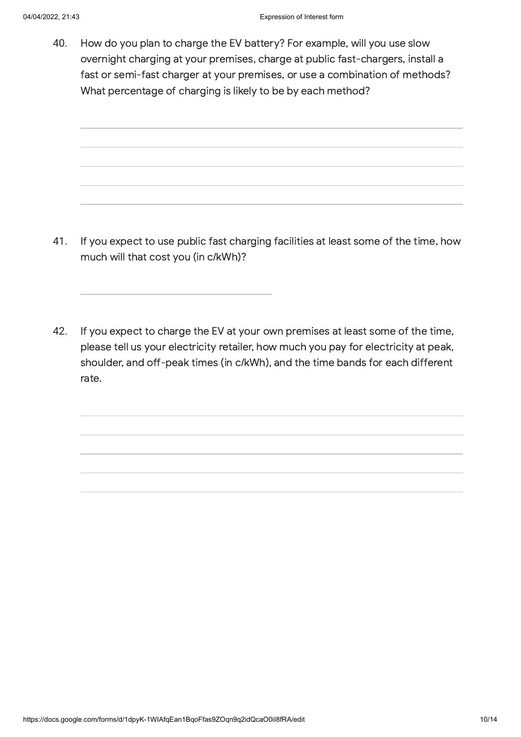40. How do you plan to charge the EV battery? For example, will you use slow overnight charging at your premises, charge at public fast-chargers, install a fast or semi-fast charger at your premises, or use a combination of methods? What percentage of charging is likely to be by each method?

41. If you expect to use public fast charging facilities at least some of the time, how much will that cost you (in c/kWh)?

42. If you expect to charge the EV at your own premises at least some of the time, please tell us your electricity retailer, how much you pay for electricity at peak, shoulder, and off-peak times (in c/kWh), and the time bands for each different rate.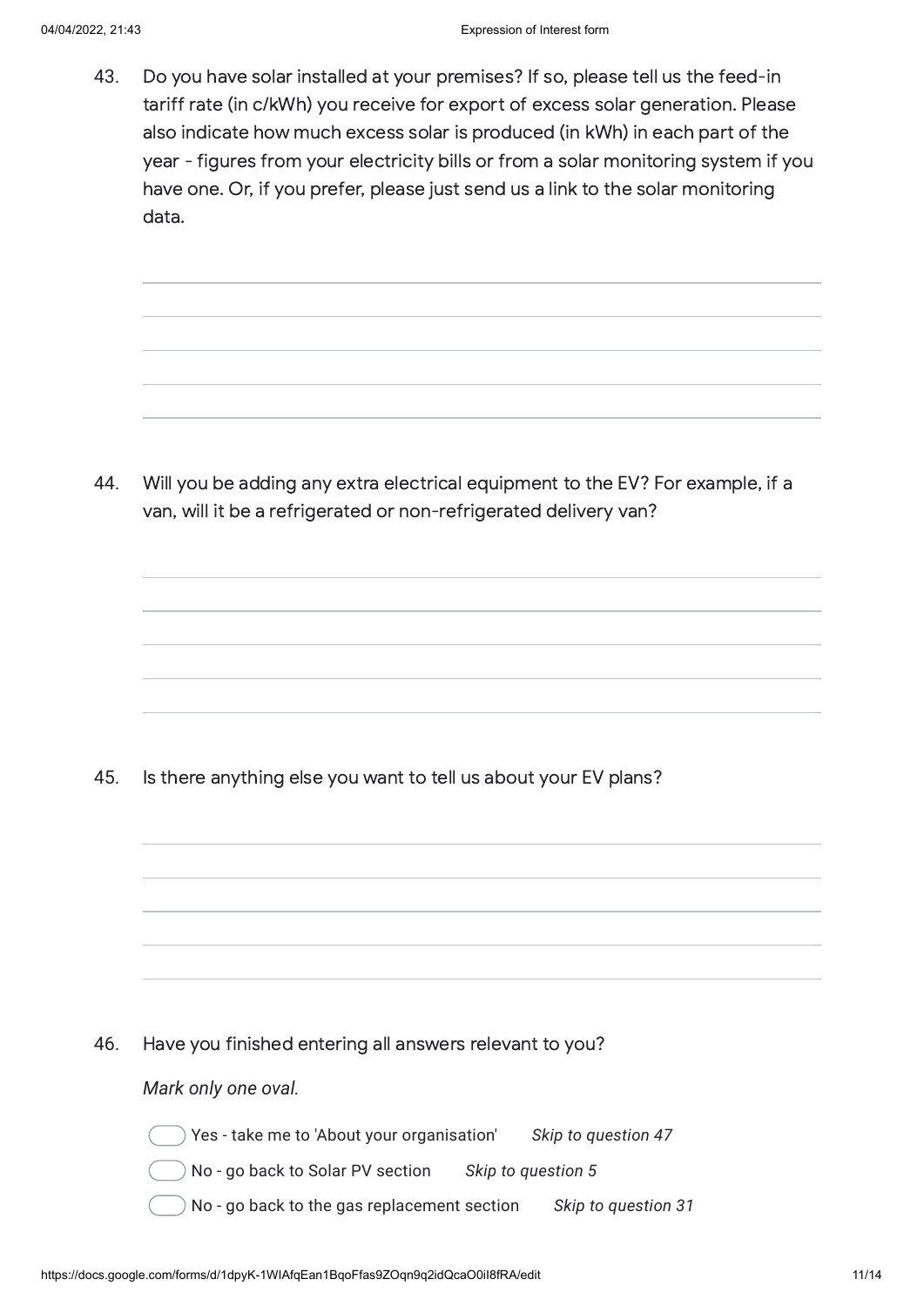43. Do you have solar installed at your premises? If so, please tell us the feed-in tariff rate (in c/kWh) you receive for export of excess solar generation. Please also indicate how much excess solar is produced (in kWh) in each part of the year - figures from your electricity bills or from a solar monitoring system if you have one. Or, if you prefer, please just send us a link to the solar monitoring data.

44. Will you be adding any extra electrical equipment to the EV? For example, if a van, will it be a refrigerated or non-refrigerated delivery van?

45. Is there anything else you want to tell us about your EV plans?

46. Have you finished entering all answers relevant to you?

*Mark only one oval.*

- ◯ Yes - take me to 'About your organisation' *Skip to question 47*
- ◯ No - go back to Solar PV section *Skip to question 5*
- ◯ No - go back to the gas replacement section *Skip to question 31*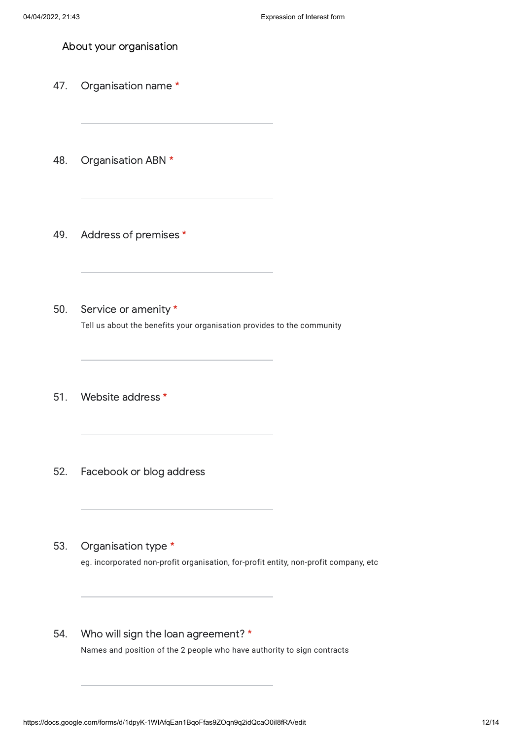## About your organisation

47. Organisation name *

48. Organisation ABN *

49. Address of premises *

50. Service or amenity *

Tell us about the benefits your organisation provides to the community

51. Website address *

52. Facebook or blog address

53. Organisation type *

eg. incorporated non-profit organisation, for-profit entity, non-profit company, etc

54. Who will sign the loan agreement? *

Names and position of the 2 people who have authority to sign contracts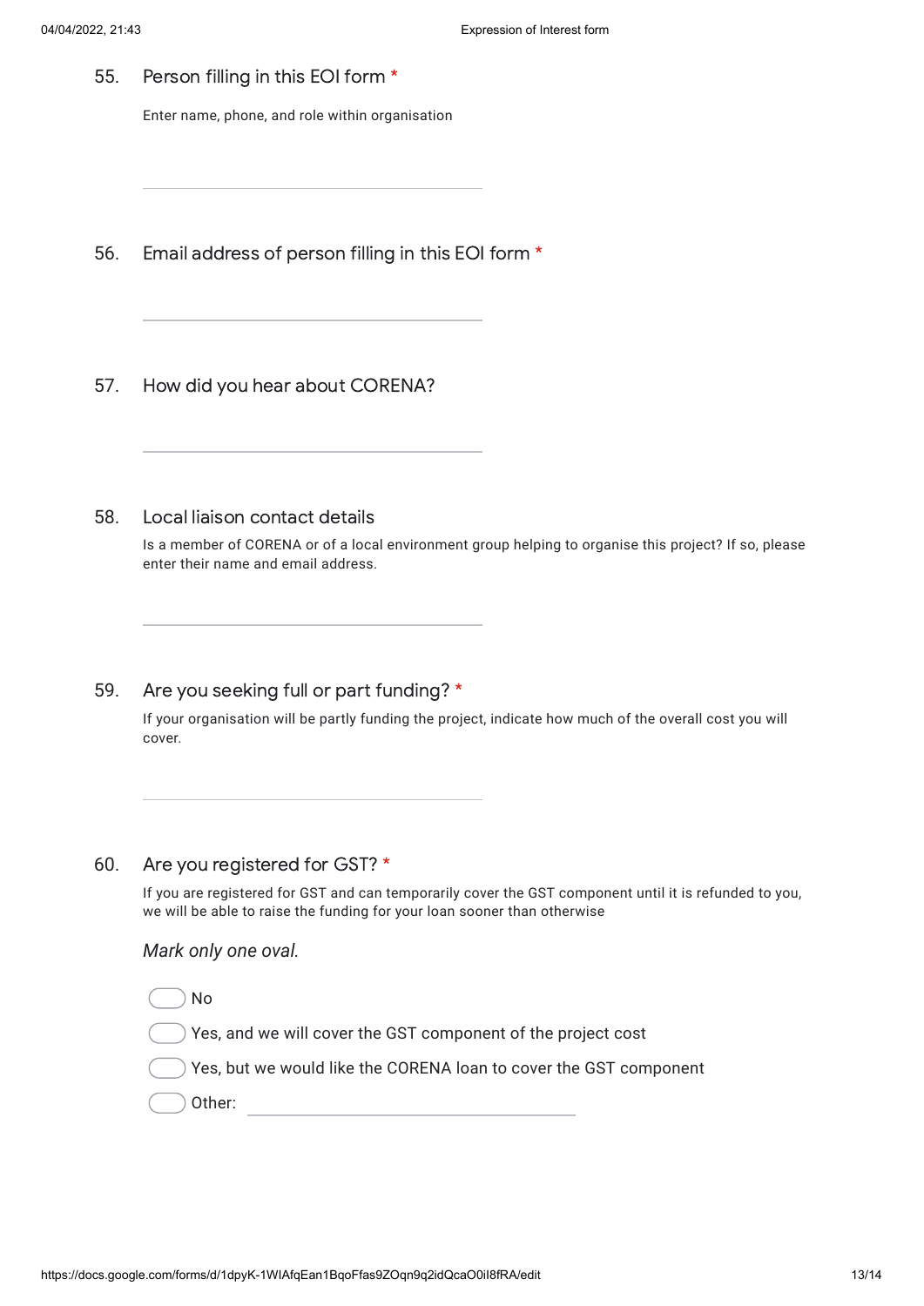55. Person filling in this EOI form *

Enter name, phone, and role within organisation

56. Email address of person filling in this EOI form *

57. How did you hear about CORENA?

58. Local liaison contact details

Is a member of CORENA or of a local environment group helping to organise this project? If so, please enter their name and email address.

59. Are you seeking full or part funding? *

If your organisation will be partly funding the project, indicate how much of the overall cost you will cover.

60. Are you registered for GST? *

If you are registered for GST and can temporarily cover the GST component until it is refunded to you, we will be able to raise the funding for your loan sooner than otherwise

*Mark only one oval.*

- No
- Yes, and we will cover the GST component of the project cost
- Yes, but we would like the CORENA loan to cover the GST component
- Other: ______________________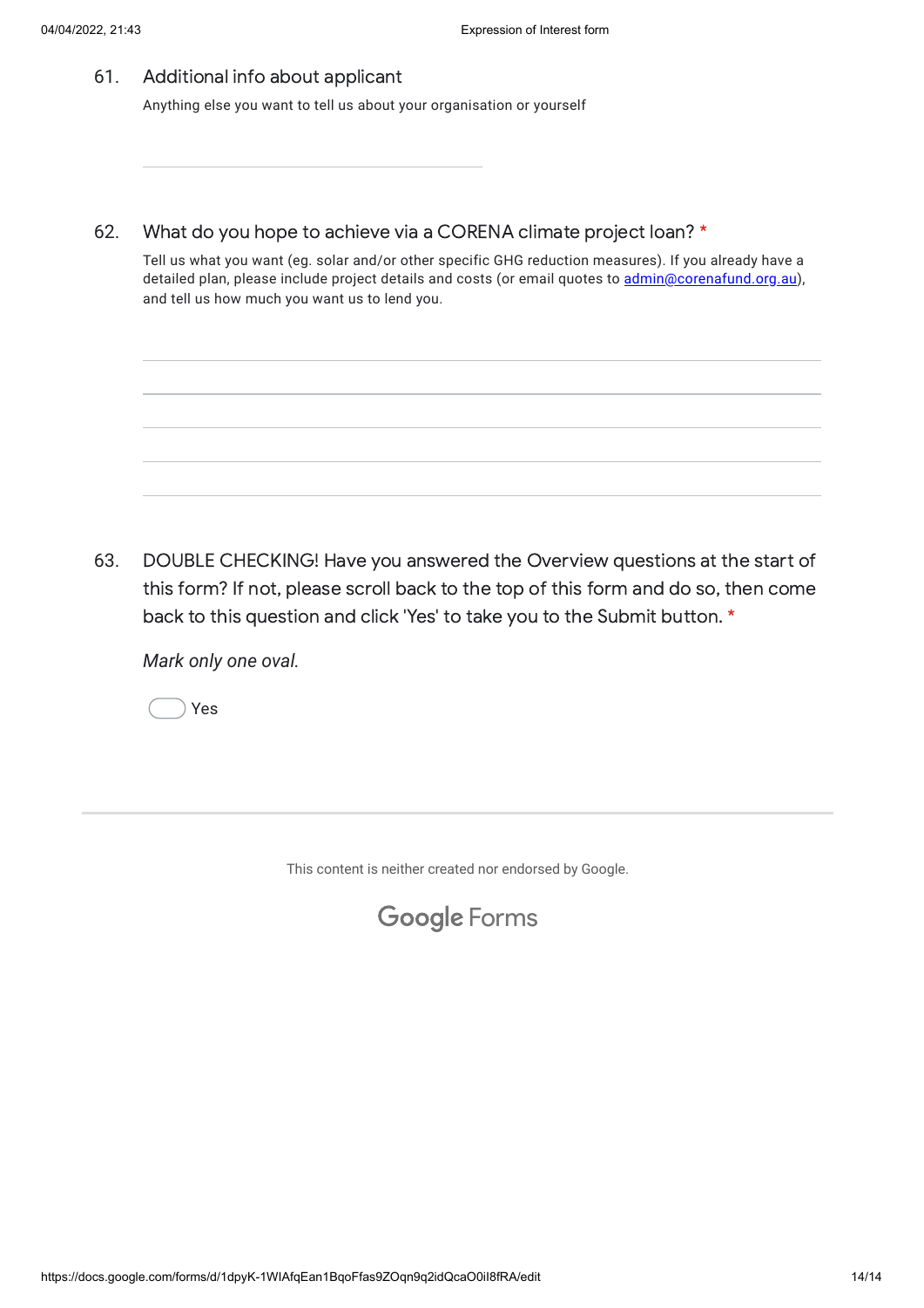61. Additional info about applicant

Anything else you want to tell us about your organisation or yourself

62. What do you hope to achieve via a CORENA climate project loan? *

Tell us what you want (eg. solar and/or other specific GHG reduction measures). If you already have a detailed plan, please include project details and costs (or email quotes to admin@corenafund.org.au), and tell us how much you want us to lend you.

63. DOUBLE CHECKING! Have you answered the Overview questions at the start of this form? If not, please scroll back to the top of this form and do so, then come back to this question and click 'Yes' to take you to the Submit button. *

*Mark only one oval.*

- Yes

This content is neither created nor endorsed by Google.

Google Forms